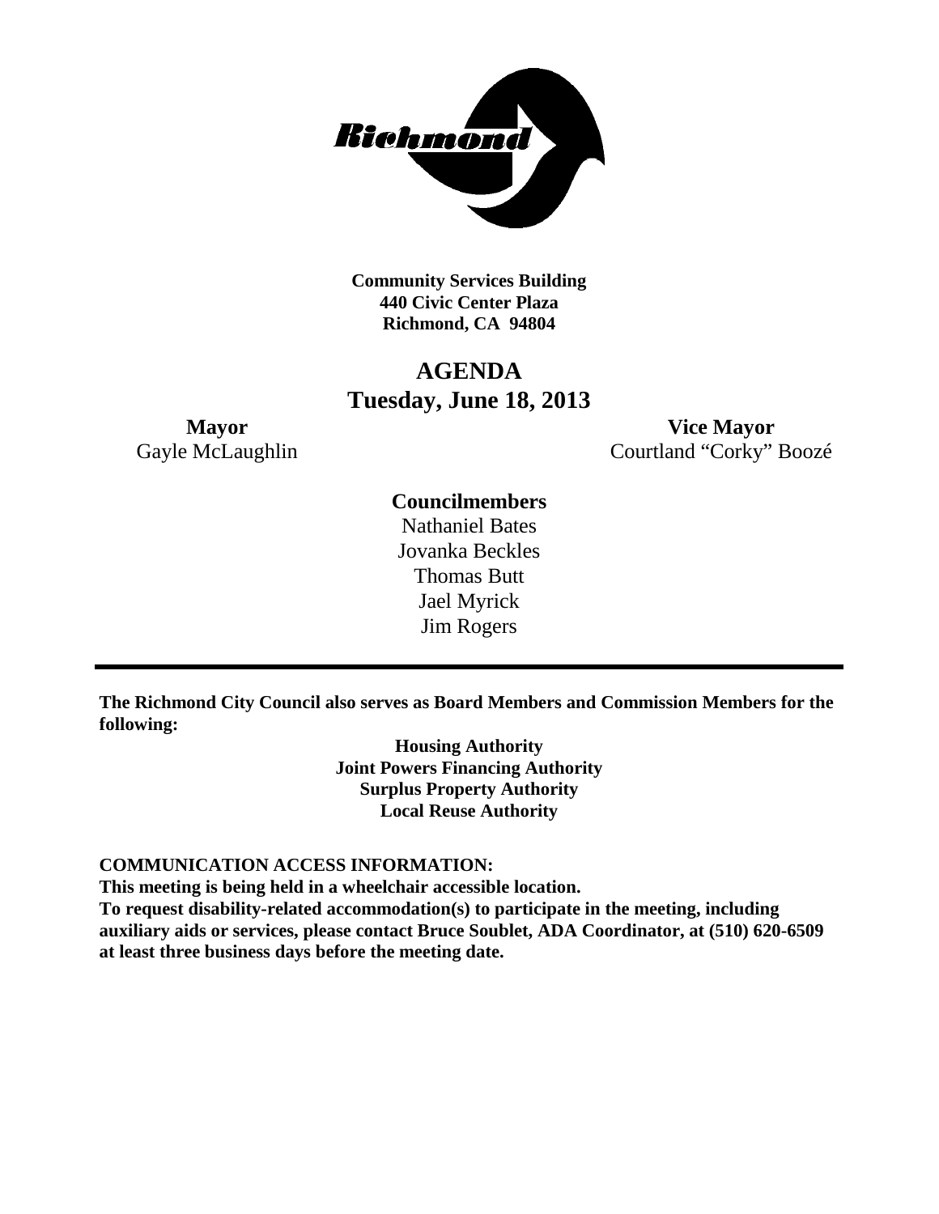**Community Services Building**
**440 Civic Center Plaza**
**Richmond, CA 94804**

# AGENDA
## Tuesday, June 18, 2013

**Mayor**
Gayle McLaughlin

**Vice Mayor**
Courtland "Corky" Boozé

**Councilmembers**
Nathaniel Bates
Jovanka Beckles
Thomas Butt
Jael Myrick
Jim Rogers

---

**The Richmond City Council also serves as Board Members and Commission Members for the following:**

**Housing Authority**
**Joint Powers Financing Authority**
**Surplus Property Authority**
**Local Reuse Authority**

**COMMUNICATION ACCESS INFORMATION:**
**This meeting is being held in a wheelchair accessible location.**
**To request disability-related accommodation(s) to participate in the meeting, including auxiliary aids or services, please contact Bruce Soublet, ADA Coordinator, at (510) 620-6509 at least three business days before the meeting date.**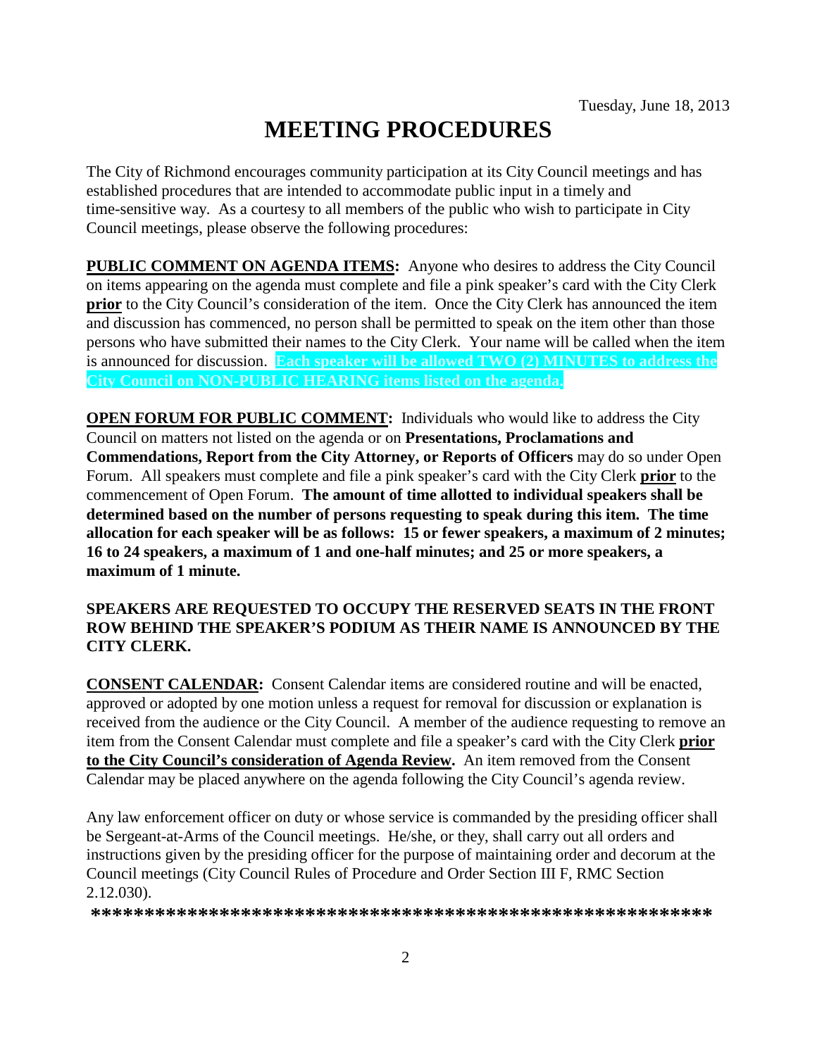Tuesday, June 18, 2013

# MEETING PROCEDURES

The City of Richmond encourages community participation at its City Council meetings and has established procedures that are intended to accommodate public input in a timely and time-sensitive way. As a courtesy to all members of the public who wish to participate in City Council meetings, please observe the following procedures:

**PUBLIC COMMENT ON AGENDA ITEMS:** Anyone who desires to address the City Council on items appearing on the agenda must complete and file a pink speaker's card with the City Clerk **prior** to the City Council's consideration of the item. Once the City Clerk has announced the item and discussion has commenced, no person shall be permitted to speak on the item other than those persons who have submitted their names to the City Clerk. Your name will be called when the item is announced for discussion. **Each speaker will be allowed TWO (2) MINUTES to address the City Council on NON-PUBLIC HEARING items listed on the agenda.**

**OPEN FORUM FOR PUBLIC COMMENT:** Individuals who would like to address the City Council on matters not listed on the agenda or on **Presentations, Proclamations and Commendations, Report from the City Attorney, or Reports of Officers** may do so under Open Forum. All speakers must complete and file a pink speaker's card with the City Clerk **prior** to the commencement of Open Forum. **The amount of time allotted to individual speakers shall be determined based on the number of persons requesting to speak during this item. The time allocation for each speaker will be as follows: 15 or fewer speakers, a maximum of 2 minutes; 16 to 24 speakers, a maximum of 1 and one-half minutes; and 25 or more speakers, a maximum of 1 minute.**

**SPEAKERS ARE REQUESTED TO OCCUPY THE RESERVED SEATS IN THE FRONT ROW BEHIND THE SPEAKER'S PODIUM AS THEIR NAME IS ANNOUNCED BY THE CITY CLERK.**

**CONSENT CALENDAR:** Consent Calendar items are considered routine and will be enacted, approved or adopted by one motion unless a request for removal for discussion or explanation is received from the audience or the City Council. A member of the audience requesting to remove an item from the Consent Calendar must complete and file a speaker's card with the City Clerk **prior to the City Council's consideration of Agenda Review.** An item removed from the Consent Calendar may be placed anywhere on the agenda following the City Council's agenda review.

Any law enforcement officer on duty or whose service is commanded by the presiding officer shall be Sergeant-at-Arms of the Council meetings. He/she, or they, shall carry out all orders and instructions given by the presiding officer for the purpose of maintaining order and decorum at the Council meetings (City Council Rules of Procedure and Order Section III F, RMC Section 2.12.030).

**************************************************************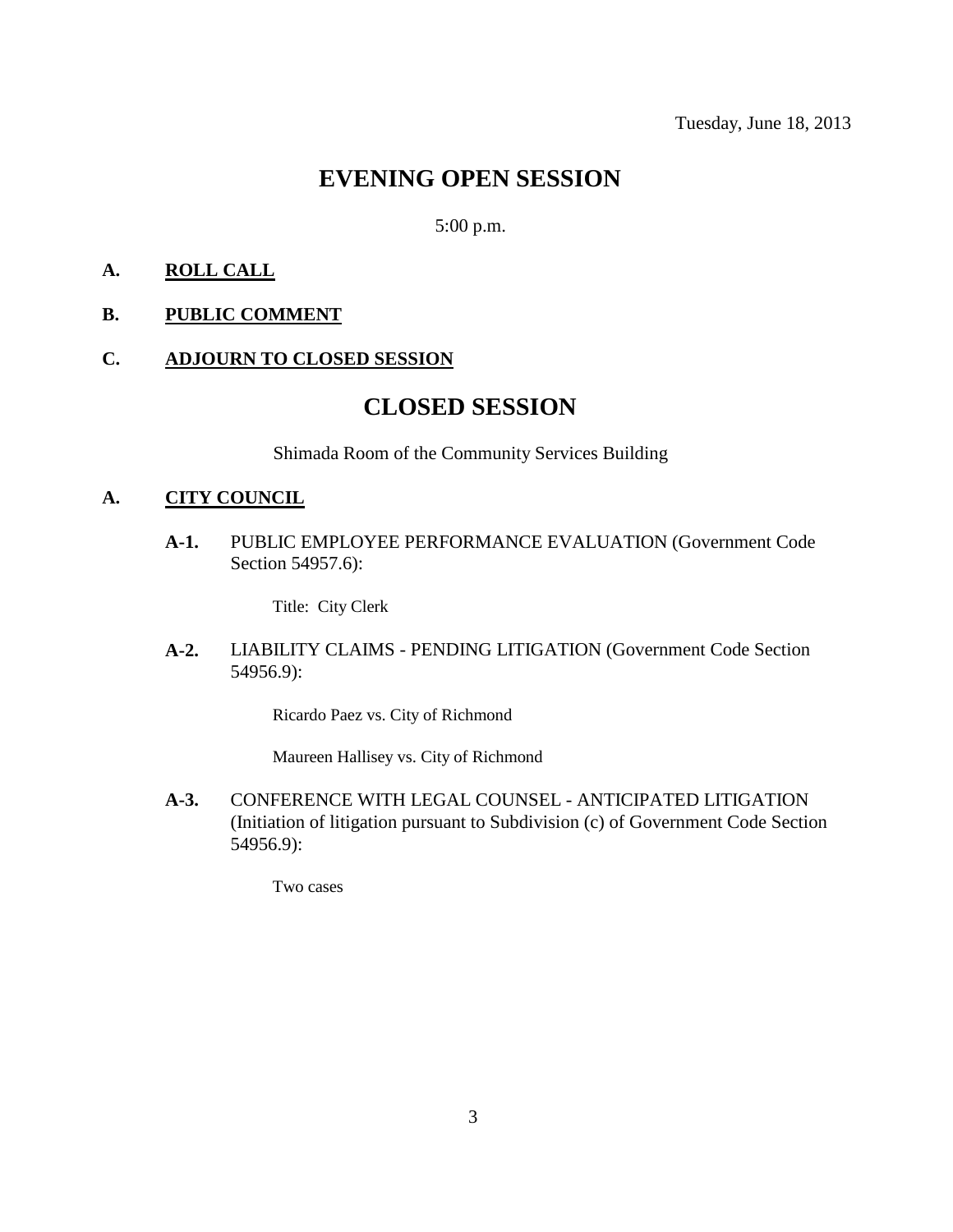Tuesday, June 18, 2013

# EVENING OPEN SESSION

5:00 p.m.

**A. ROLL CALL**

**B. PUBLIC COMMENT**

**C. ADJOURN TO CLOSED SESSION**

# CLOSED SESSION

Shimada Room of the Community Services Building

**A. CITY COUNCIL**

**A-1.** PUBLIC EMPLOYEE PERFORMANCE EVALUATION (Government Code Section 54957.6):

Title: City Clerk

**A-2.** LIABILITY CLAIMS - PENDING LITIGATION (Government Code Section 54956.9):

Ricardo Paez vs. City of Richmond

Maureen Hallisey vs. City of Richmond

**A-3.** CONFERENCE WITH LEGAL COUNSEL - ANTICIPATED LITIGATION (Initiation of litigation pursuant to Subdivision (c) of Government Code Section 54956.9):

Two cases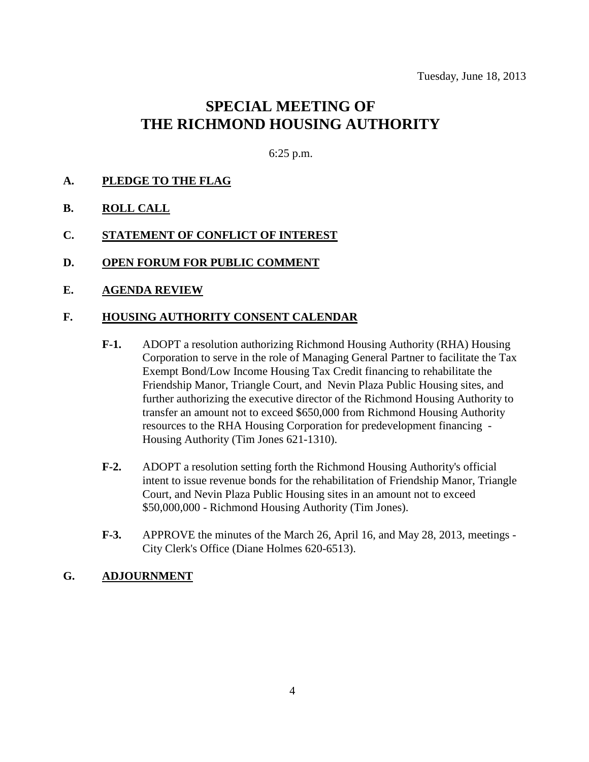Tuesday, June 18, 2013

# SPECIAL MEETING OF THE RICHMOND HOUSING AUTHORITY

6:25 p.m.

**A.** **PLEDGE TO THE FLAG**

**B.** **ROLL CALL**

**C.** **STATEMENT OF CONFLICT OF INTEREST**

**D.** **OPEN FORUM FOR PUBLIC COMMENT**

**E.** **AGENDA REVIEW**

**F.** **HOUSING AUTHORITY CONSENT CALENDAR**

**F-1.** ADOPT a resolution authorizing Richmond Housing Authority (RHA) Housing Corporation to serve in the role of Managing General Partner to facilitate the Tax Exempt Bond/Low Income Housing Tax Credit financing to rehabilitate the Friendship Manor, Triangle Court, and Nevin Plaza Public Housing sites, and further authorizing the executive director of the Richmond Housing Authority to transfer an amount not to exceed $650,000 from Richmond Housing Authority resources to the RHA Housing Corporation for predevelopment financing - Housing Authority (Tim Jones 621-1310).

**F-2.** ADOPT a resolution setting forth the Richmond Housing Authority's official intent to issue revenue bonds for the rehabilitation of Friendship Manor, Triangle Court, and Nevin Plaza Public Housing sites in an amount not to exceed $50,000,000 - Richmond Housing Authority (Tim Jones).

**F-3.** APPROVE the minutes of the March 26, April 16, and May 28, 2013, meetings - City Clerk's Office (Diane Holmes 620-6513).

**G.** **ADJOURNMENT**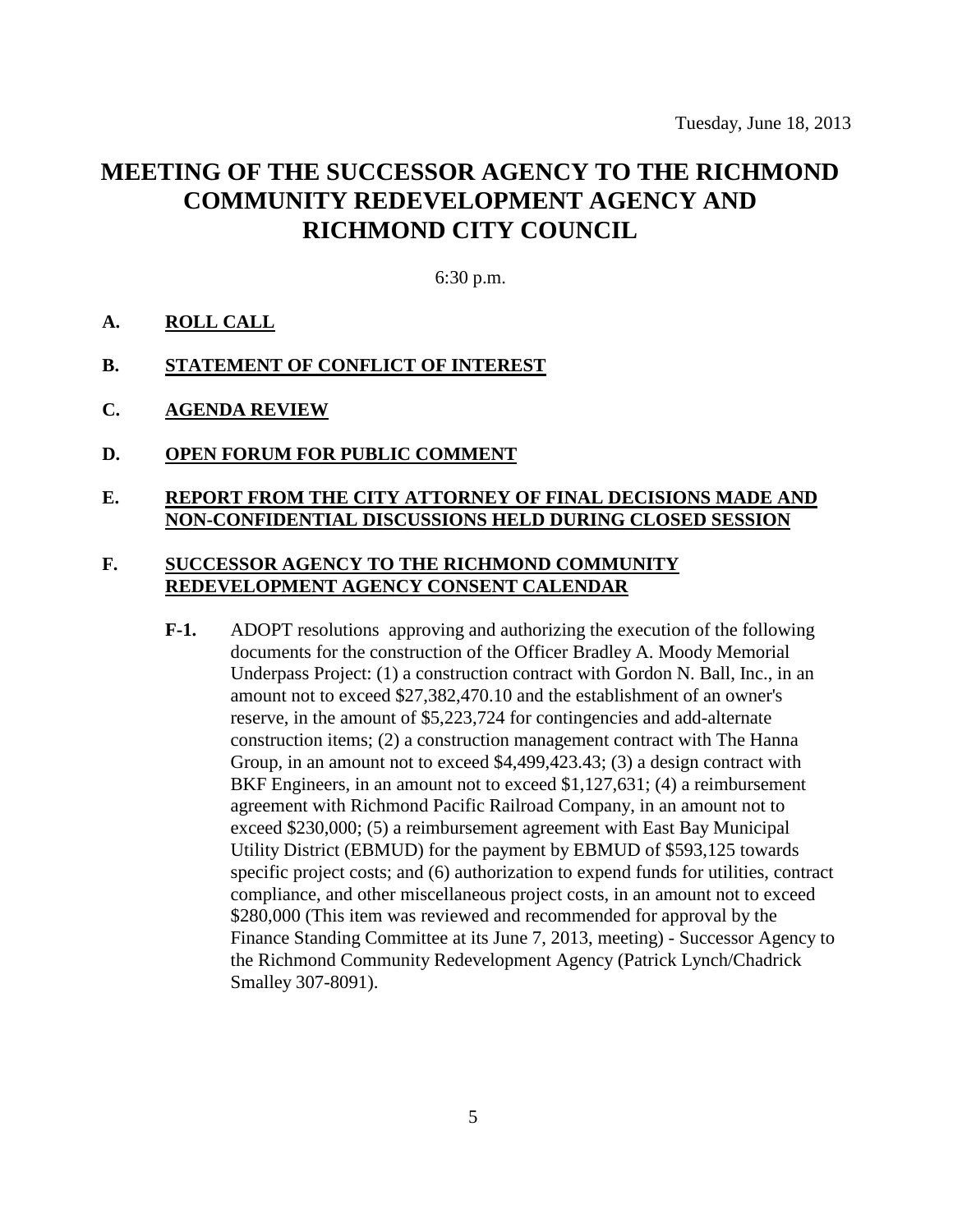Tuesday, June 18, 2013

# MEETING OF THE SUCCESSOR AGENCY TO THE RICHMOND COMMUNITY REDEVELOPMENT AGENCY AND RICHMOND CITY COUNCIL

6:30 p.m.

**A. ROLL CALL**

**B. STATEMENT OF CONFLICT OF INTEREST**

**C. AGENDA REVIEW**

**D. OPEN FORUM FOR PUBLIC COMMENT**

**E. REPORT FROM THE CITY ATTORNEY OF FINAL DECISIONS MADE AND NON-CONFIDENTIAL DISCUSSIONS HELD DURING CLOSED SESSION**

**F. SUCCESSOR AGENCY TO THE RICHMOND COMMUNITY REDEVELOPMENT AGENCY CONSENT CALENDAR**

**F-1.** ADOPT resolutions approving and authorizing the execution of the following documents for the construction of the Officer Bradley A. Moody Memorial Underpass Project: (1) a construction contract with Gordon N. Ball, Inc., in an amount not to exceed $27,382,470.10 and the establishment of an owner's reserve, in the amount of $5,223,724 for contingencies and add-alternate construction items; (2) a construction management contract with The Hanna Group, in an amount not to exceed $4,499,423.43; (3) a design contract with BKF Engineers, in an amount not to exceed $1,127,631; (4) a reimbursement agreement with Richmond Pacific Railroad Company, in an amount not to exceed $230,000; (5) a reimbursement agreement with East Bay Municipal Utility District (EBMUD) for the payment by EBMUD of $593,125 towards specific project costs; and (6) authorization to expend funds for utilities, contract compliance, and other miscellaneous project costs, in an amount not to exceed $280,000 (This item was reviewed and recommended for approval by the Finance Standing Committee at its June 7, 2013, meeting) - Successor Agency to the Richmond Community Redevelopment Agency (Patrick Lynch/Chadrick Smalley 307-8091).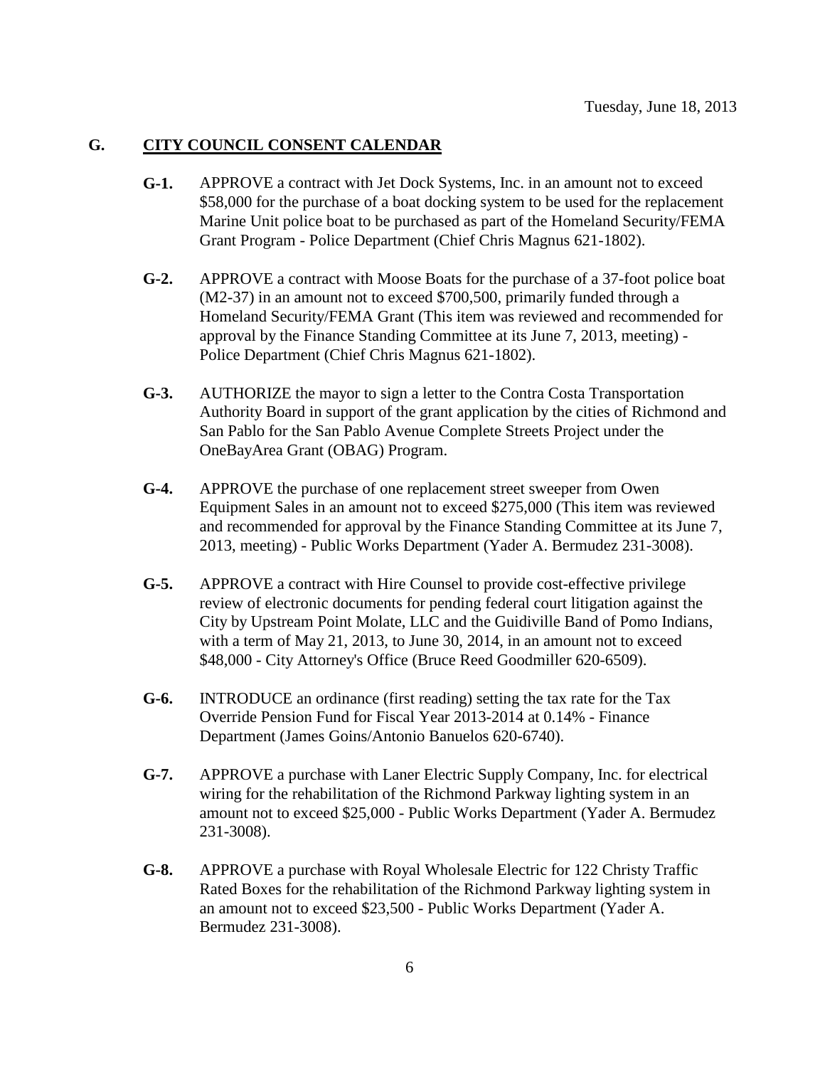## G. CITY COUNCIL CONSENT CALENDAR

**G-1.** APPROVE a contract with Jet Dock Systems, Inc. in an amount not to exceed $58,000 for the purchase of a boat docking system to be used for the replacement Marine Unit police boat to be purchased as part of the Homeland Security/FEMA Grant Program - Police Department (Chief Chris Magnus 621-1802).

**G-2.** APPROVE a contract with Moose Boats for the purchase of a 37-foot police boat (M2-37) in an amount not to exceed $700,500, primarily funded through a Homeland Security/FEMA Grant (This item was reviewed and recommended for approval by the Finance Standing Committee at its June 7, 2013, meeting) - Police Department (Chief Chris Magnus 621-1802).

**G-3.** AUTHORIZE the mayor to sign a letter to the Contra Costa Transportation Authority Board in support of the grant application by the cities of Richmond and San Pablo for the San Pablo Avenue Complete Streets Project under the OneBayArea Grant (OBAG) Program.

**G-4.** APPROVE the purchase of one replacement street sweeper from Owen Equipment Sales in an amount not to exceed $275,000 (This item was reviewed and recommended for approval by the Finance Standing Committee at its June 7, 2013, meeting) - Public Works Department (Yader A. Bermudez 231-3008).

**G-5.** APPROVE a contract with Hire Counsel to provide cost-effective privilege review of electronic documents for pending federal court litigation against the City by Upstream Point Molate, LLC and the Guidiville Band of Pomo Indians, with a term of May 21, 2013, to June 30, 2014, in an amount not to exceed $48,000 - City Attorney's Office (Bruce Reed Goodmiller 620-6509).

**G-6.** INTRODUCE an ordinance (first reading) setting the tax rate for the Tax Override Pension Fund for Fiscal Year 2013-2014 at 0.14% - Finance Department (James Goins/Antonio Banuelos 620-6740).

**G-7.** APPROVE a purchase with Laner Electric Supply Company, Inc. for electrical wiring for the rehabilitation of the Richmond Parkway lighting system in an amount not to exceed $25,000 - Public Works Department (Yader A. Bermudez 231-3008).

**G-8.** APPROVE a purchase with Royal Wholesale Electric for 122 Christy Traffic Rated Boxes for the rehabilitation of the Richmond Parkway lighting system in an amount not to exceed $23,500 - Public Works Department (Yader A. Bermudez 231-3008).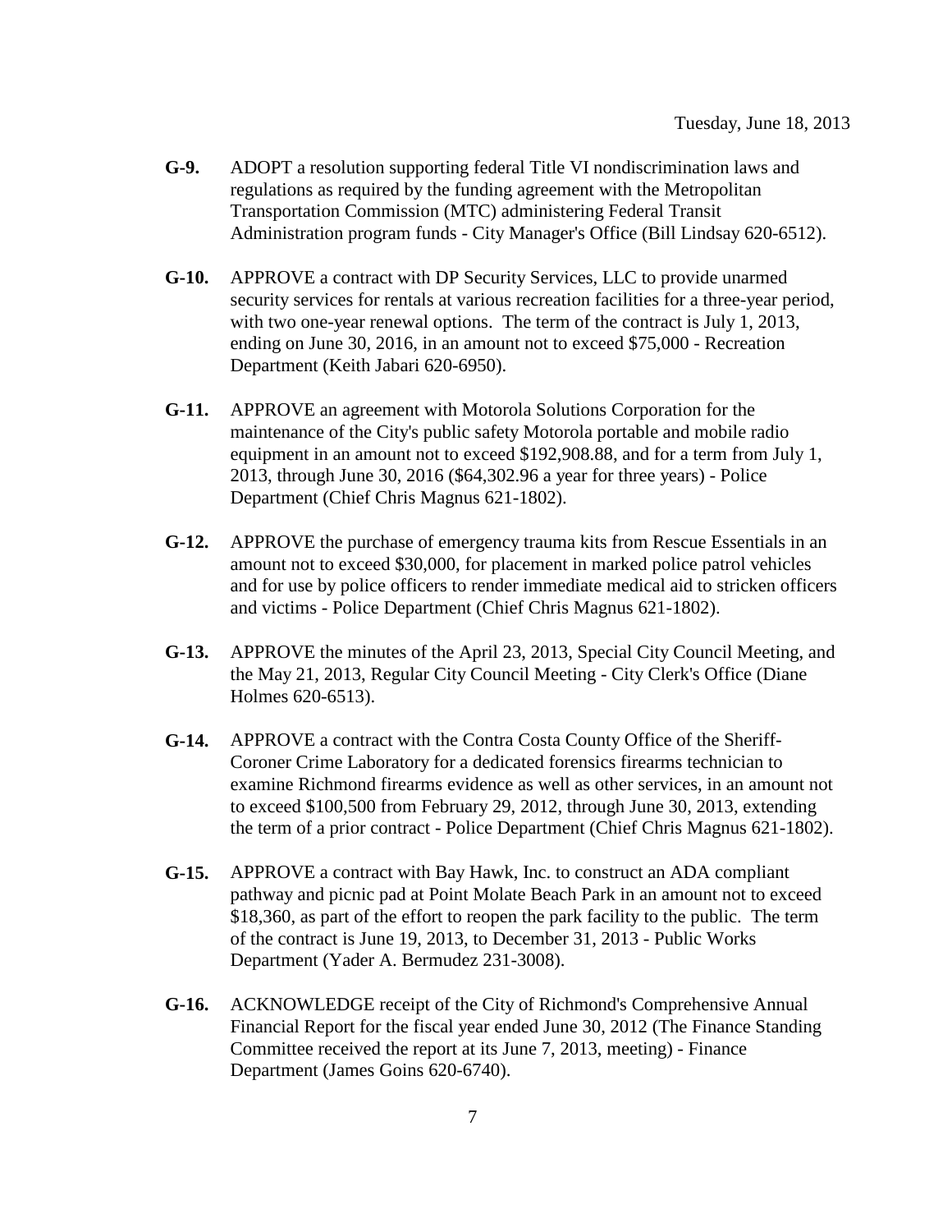Tuesday, June 18, 2013

**G-9.** ADOPT a resolution supporting federal Title VI nondiscrimination laws and regulations as required by the funding agreement with the Metropolitan Transportation Commission (MTC) administering Federal Transit Administration program funds - City Manager's Office (Bill Lindsay 620-6512).

**G-10.** APPROVE a contract with DP Security Services, LLC to provide unarmed security services for rentals at various recreation facilities for a three-year period, with two one-year renewal options. The term of the contract is July 1, 2013, ending on June 30, 2016, in an amount not to exceed $75,000 - Recreation Department (Keith Jabari 620-6950).

**G-11.** APPROVE an agreement with Motorola Solutions Corporation for the maintenance of the City's public safety Motorola portable and mobile radio equipment in an amount not to exceed $192,908.88, and for a term from July 1, 2013, through June 30, 2016 ($64,302.96 a year for three years) - Police Department (Chief Chris Magnus 621-1802).

**G-12.** APPROVE the purchase of emergency trauma kits from Rescue Essentials in an amount not to exceed $30,000, for placement in marked police patrol vehicles and for use by police officers to render immediate medical aid to stricken officers and victims - Police Department (Chief Chris Magnus 621-1802).

**G-13.** APPROVE the minutes of the April 23, 2013, Special City Council Meeting, and the May 21, 2013, Regular City Council Meeting - City Clerk's Office (Diane Holmes 620-6513).

**G-14.** APPROVE a contract with the Contra Costa County Office of the Sheriff-Coroner Crime Laboratory for a dedicated forensics firearms technician to examine Richmond firearms evidence as well as other services, in an amount not to exceed $100,500 from February 29, 2012, through June 30, 2013, extending the term of a prior contract - Police Department (Chief Chris Magnus 621-1802).

**G-15.** APPROVE a contract with Bay Hawk, Inc. to construct an ADA compliant pathway and picnic pad at Point Molate Beach Park in an amount not to exceed $18,360, as part of the effort to reopen the park facility to the public. The term of the contract is June 19, 2013, to December 31, 2013 - Public Works Department (Yader A. Bermudez 231-3008).

**G-16.** ACKNOWLEDGE receipt of the City of Richmond's Comprehensive Annual Financial Report for the fiscal year ended June 30, 2012 (The Finance Standing Committee received the report at its June 7, 2013, meeting) - Finance Department (James Goins 620-6740).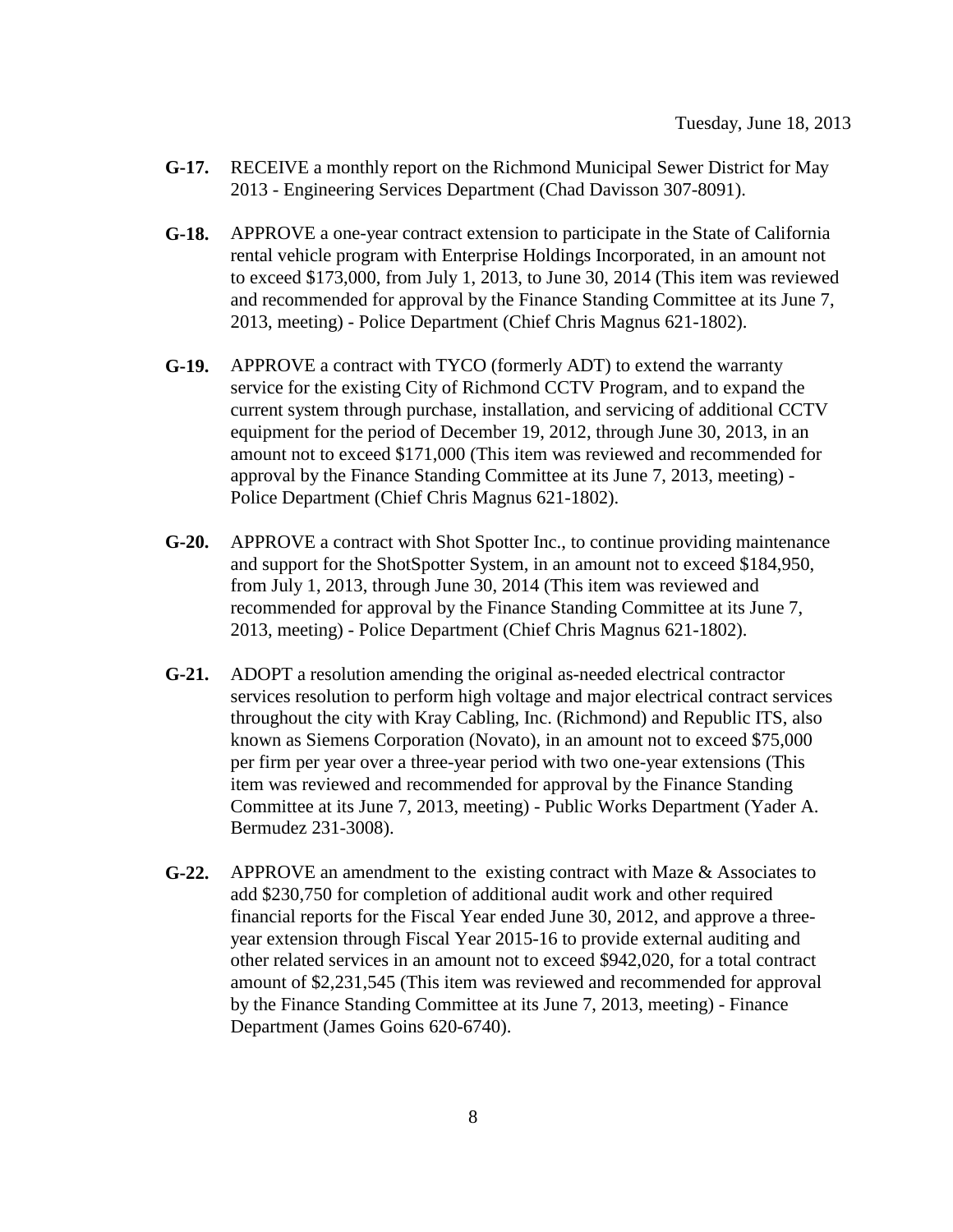**G-17.** RECEIVE a monthly report on the Richmond Municipal Sewer District for May 2013 - Engineering Services Department (Chad Davisson 307-8091).

**G-18.** APPROVE a one-year contract extension to participate in the State of California rental vehicle program with Enterprise Holdings Incorporated, in an amount not to exceed $173,000, from July 1, 2013, to June 30, 2014 (This item was reviewed and recommended for approval by the Finance Standing Committee at its June 7, 2013, meeting) - Police Department (Chief Chris Magnus 621-1802).

**G-19.** APPROVE a contract with TYCO (formerly ADT) to extend the warranty service for the existing City of Richmond CCTV Program, and to expand the current system through purchase, installation, and servicing of additional CCTV equipment for the period of December 19, 2012, through June 30, 2013, in an amount not to exceed $171,000 (This item was reviewed and recommended for approval by the Finance Standing Committee at its June 7, 2013, meeting) - Police Department (Chief Chris Magnus 621-1802).

**G-20.** APPROVE a contract with Shot Spotter Inc., to continue providing maintenance and support for the ShotSpotter System, in an amount not to exceed $184,950, from July 1, 2013, through June 30, 2014 (This item was reviewed and recommended for approval by the Finance Standing Committee at its June 7, 2013, meeting) - Police Department (Chief Chris Magnus 621-1802).

**G-21.** ADOPT a resolution amending the original as-needed electrical contractor services resolution to perform high voltage and major electrical contract services throughout the city with Kray Cabling, Inc. (Richmond) and Republic ITS, also known as Siemens Corporation (Novato), in an amount not to exceed $75,000 per firm per year over a three-year period with two one-year extensions (This item was reviewed and recommended for approval by the Finance Standing Committee at its June 7, 2013, meeting) - Public Works Department (Yader A. Bermudez 231-3008).

**G-22.** APPROVE an amendment to the existing contract with Maze & Associates to add $230,750 for completion of additional audit work and other required financial reports for the Fiscal Year ended June 30, 2012, and approve a three-year extension through Fiscal Year 2015-16 to provide external auditing and other related services in an amount not to exceed $942,020, for a total contract amount of $2,231,545 (This item was reviewed and recommended for approval by the Finance Standing Committee at its June 7, 2013, meeting) - Finance Department (James Goins 620-6740).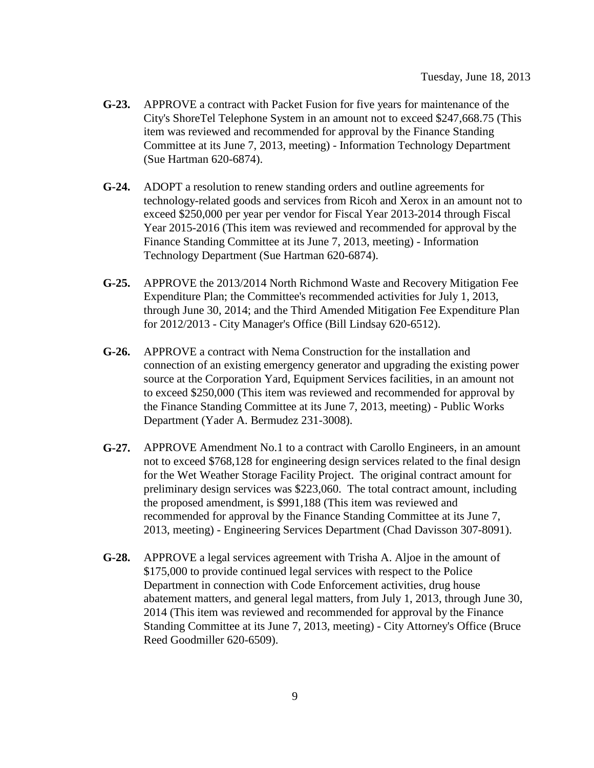**G-23.** APPROVE a contract with Packet Fusion for five years for maintenance of the City's ShoreTel Telephone System in an amount not to exceed $247,668.75 (This item was reviewed and recommended for approval by the Finance Standing Committee at its June 7, 2013, meeting) - Information Technology Department (Sue Hartman 620-6874).

**G-24.** ADOPT a resolution to renew standing orders and outline agreements for technology-related goods and services from Ricoh and Xerox in an amount not to exceed $250,000 per year per vendor for Fiscal Year 2013-2014 through Fiscal Year 2015-2016 (This item was reviewed and recommended for approval by the Finance Standing Committee at its June 7, 2013, meeting) - Information Technology Department (Sue Hartman 620-6874).

**G-25.** APPROVE the 2013/2014 North Richmond Waste and Recovery Mitigation Fee Expenditure Plan; the Committee's recommended activities for July 1, 2013, through June 30, 2014; and the Third Amended Mitigation Fee Expenditure Plan for 2012/2013 - City Manager's Office (Bill Lindsay 620-6512).

**G-26.** APPROVE a contract with Nema Construction for the installation and connection of an existing emergency generator and upgrading the existing power source at the Corporation Yard, Equipment Services facilities, in an amount not to exceed $250,000 (This item was reviewed and recommended for approval by the Finance Standing Committee at its June 7, 2013, meeting) - Public Works Department (Yader A. Bermudez 231-3008).

**G-27.** APPROVE Amendment No.1 to a contract with Carollo Engineers, in an amount not to exceed $768,128 for engineering design services related to the final design for the Wet Weather Storage Facility Project. The original contract amount for preliminary design services was $223,060. The total contract amount, including the proposed amendment, is $991,188 (This item was reviewed and recommended for approval by the Finance Standing Committee at its June 7, 2013, meeting) - Engineering Services Department (Chad Davisson 307-8091).

**G-28.** APPROVE a legal services agreement with Trisha A. Aljoe in the amount of $175,000 to provide continued legal services with respect to the Police Department in connection with Code Enforcement activities, drug house abatement matters, and general legal matters, from July 1, 2013, through June 30, 2014 (This item was reviewed and recommended for approval by the Finance Standing Committee at its June 7, 2013, meeting) - City Attorney's Office (Bruce Reed Goodmiller 620-6509).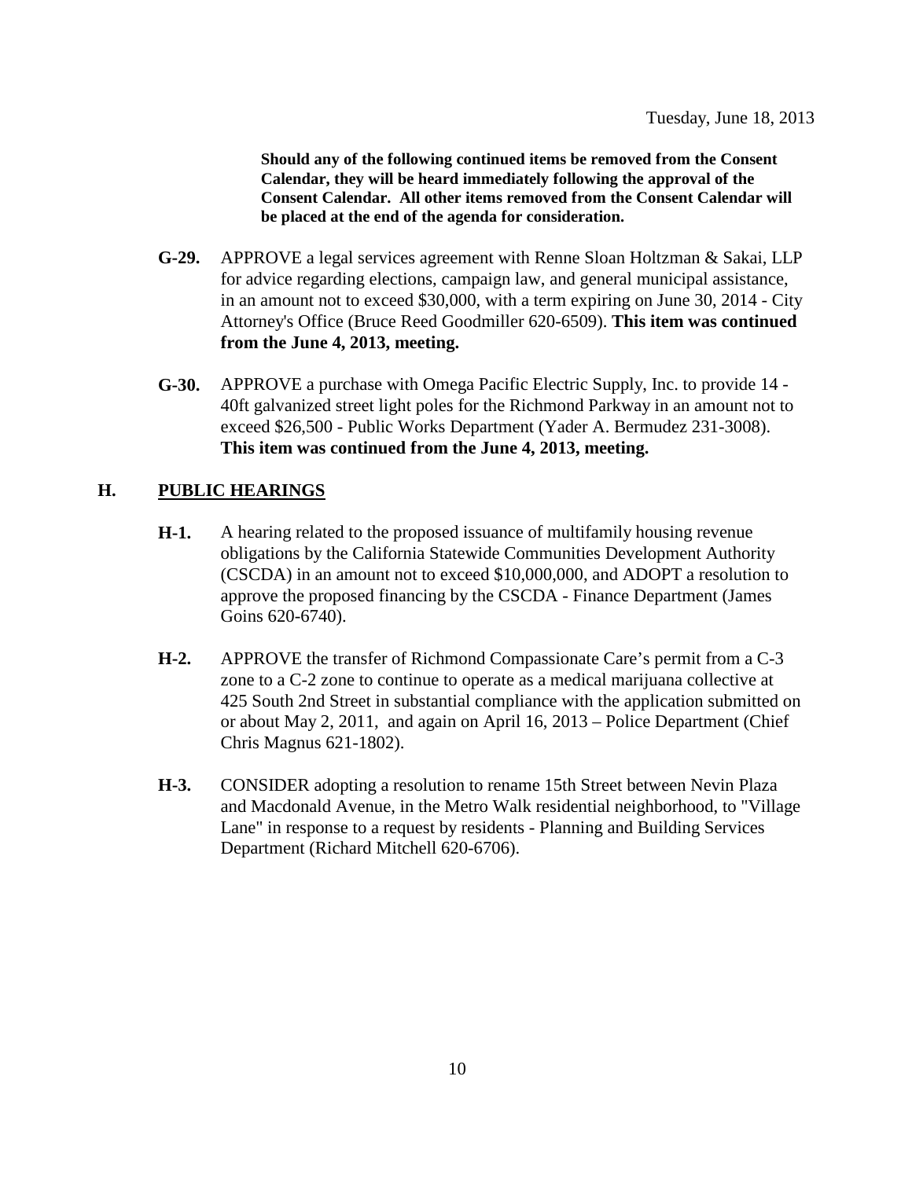Tuesday, June 18, 2013

**Should any of the following continued items be removed from the Consent Calendar, they will be heard immediately following the approval of the Consent Calendar. All other items removed from the Consent Calendar will be placed at the end of the agenda for consideration.**

**G-29.** APPROVE a legal services agreement with Renne Sloan Holtzman & Sakai, LLP for advice regarding elections, campaign law, and general municipal assistance, in an amount not to exceed $30,000, with a term expiring on June 30, 2014 - City Attorney's Office (Bruce Reed Goodmiller 620-6509). **This item was continued from the June 4, 2013, meeting.**

**G-30.** APPROVE a purchase with Omega Pacific Electric Supply, Inc. to provide 14 - 40ft galvanized street light poles for the Richmond Parkway in an amount not to exceed $26,500 - Public Works Department (Yader A. Bermudez 231-3008). **This item was continued from the June 4, 2013, meeting.**

## H. PUBLIC HEARINGS

**H-1.** A hearing related to the proposed issuance of multifamily housing revenue obligations by the California Statewide Communities Development Authority (CSCDA) in an amount not to exceed $10,000,000, and ADOPT a resolution to approve the proposed financing by the CSCDA - Finance Department (James Goins 620-6740).

**H-2.** APPROVE the transfer of Richmond Compassionate Care's permit from a C-3 zone to a C-2 zone to continue to operate as a medical marijuana collective at 425 South 2nd Street in substantial compliance with the application submitted on or about May 2, 2011, and again on April 16, 2013 – Police Department (Chief Chris Magnus 621-1802).

**H-3.** CONSIDER adopting a resolution to rename 15th Street between Nevin Plaza and Macdonald Avenue, in the Metro Walk residential neighborhood, to "Village Lane" in response to a request by residents - Planning and Building Services Department (Richard Mitchell 620-6706).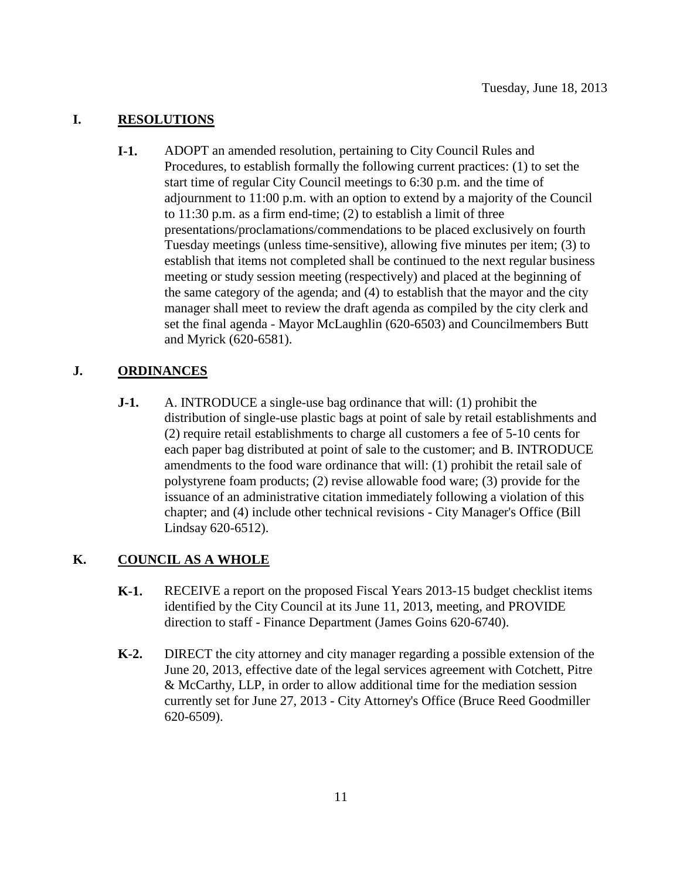Tuesday, June 18, 2013

## I. RESOLUTIONS

**I-1.** ADOPT an amended resolution, pertaining to City Council Rules and Procedures, to establish formally the following current practices: (1) to set the start time of regular City Council meetings to 6:30 p.m. and the time of adjournment to 11:00 p.m. with an option to extend by a majority of the Council to 11:30 p.m. as a firm end-time; (2) to establish a limit of three presentations/proclamations/commendations to be placed exclusively on fourth Tuesday meetings (unless time-sensitive), allowing five minutes per item; (3) to establish that items not completed shall be continued to the next regular business meeting or study session meeting (respectively) and placed at the beginning of the same category of the agenda; and (4) to establish that the mayor and the city manager shall meet to review the draft agenda as compiled by the city clerk and set the final agenda - Mayor McLaughlin (620-6503) and Councilmembers Butt and Myrick (620-6581).

## J. ORDINANCES

**J-1.** A. INTRODUCE a single-use bag ordinance that will: (1) prohibit the distribution of single-use plastic bags at point of sale by retail establishments and (2) require retail establishments to charge all customers a fee of 5-10 cents for each paper bag distributed at point of sale to the customer; and B. INTRODUCE amendments to the food ware ordinance that will: (1) prohibit the retail sale of polystyrene foam products; (2) revise allowable food ware; (3) provide for the issuance of an administrative citation immediately following a violation of this chapter; and (4) include other technical revisions - City Manager's Office (Bill Lindsay 620-6512).

## K. COUNCIL AS A WHOLE

**K-1.** RECEIVE a report on the proposed Fiscal Years 2013-15 budget checklist items identified by the City Council at its June 11, 2013, meeting, and PROVIDE direction to staff - Finance Department (James Goins 620-6740).

**K-2.** DIRECT the city attorney and city manager regarding a possible extension of the June 20, 2013, effective date of the legal services agreement with Cotchett, Pitre & McCarthy, LLP, in order to allow additional time for the mediation session currently set for June 27, 2013 - City Attorney's Office (Bruce Reed Goodmiller 620-6509).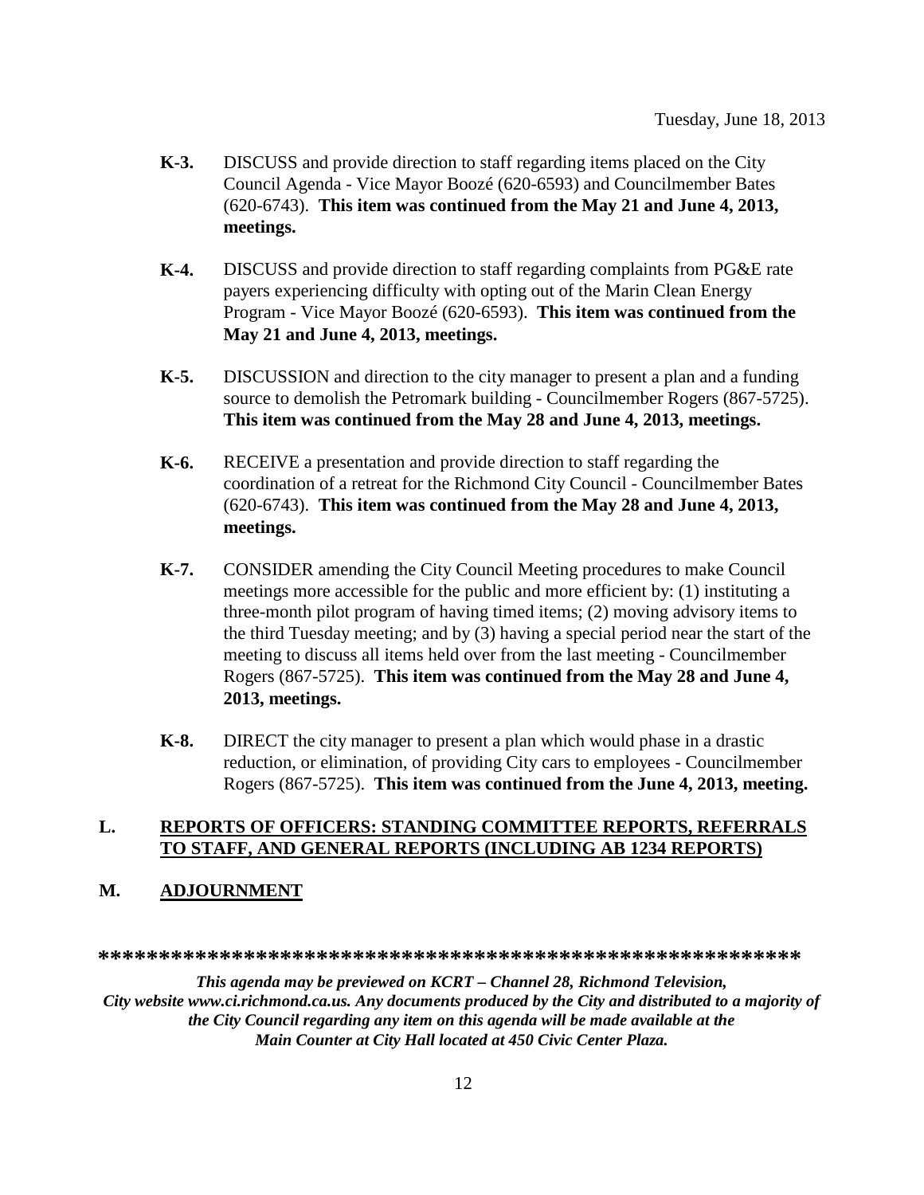- **K-3.** DISCUSS and provide direction to staff regarding items placed on the City Council Agenda - Vice Mayor Boozé (620-6593) and Councilmember Bates (620-6743). **This item was continued from the May 21 and June 4, 2013, meetings.**

- **K-4.** DISCUSS and provide direction to staff regarding complaints from PG&E rate payers experiencing difficulty with opting out of the Marin Clean Energy Program - Vice Mayor Boozé (620-6593). **This item was continued from the May 21 and June 4, 2013, meetings.**

- **K-5.** DISCUSSION and direction to the city manager to present a plan and a funding source to demolish the Petromark building - Councilmember Rogers (867-5725). **This item was continued from the May 28 and June 4, 2013, meetings.**

- **K-6.** RECEIVE a presentation and provide direction to staff regarding the coordination of a retreat for the Richmond City Council - Councilmember Bates (620-6743). **This item was continued from the May 28 and June 4, 2013, meetings.**

- **K-7.** CONSIDER amending the City Council Meeting procedures to make Council meetings more accessible for the public and more efficient by: (1) instituting a three-month pilot program of having timed items; (2) moving advisory items to the third Tuesday meeting; and by (3) having a special period near the start of the meeting to discuss all items held over from the last meeting - Councilmember Rogers (867-5725). **This item was continued from the May 28 and June 4, 2013, meetings.**

- **K-8.** DIRECT the city manager to present a plan which would phase in a drastic reduction, or elimination, of providing City cars to employees - Councilmember Rogers (867-5725). **This item was continued from the June 4, 2013, meeting.**

## L. REPORTS OF OFFICERS: STANDING COMMITTEE REPORTS, REFERRALS TO STAFF, AND GENERAL REPORTS (INCLUDING AB 1234 REPORTS)

## M. ADJOURNMENT

**\*\*\*\*\*\*\*\*\*\*\*\*\*\*\*\*\*\*\*\*\*\*\*\*\*\*\*\*\*\*\*\*\*\*\*\*\*\*\*\*\*\*\*\*\*\*\*\*\*\*\*\*\*\*\*\*\*\*\*\***

***This agenda may be previewed on KCRT – Channel 28, Richmond Television, City website www.ci.richmond.ca.us. Any documents produced by the City and distributed to a majority of the City Council regarding any item on this agenda will be made available at the Main Counter at City Hall located at 450 Civic Center Plaza.***